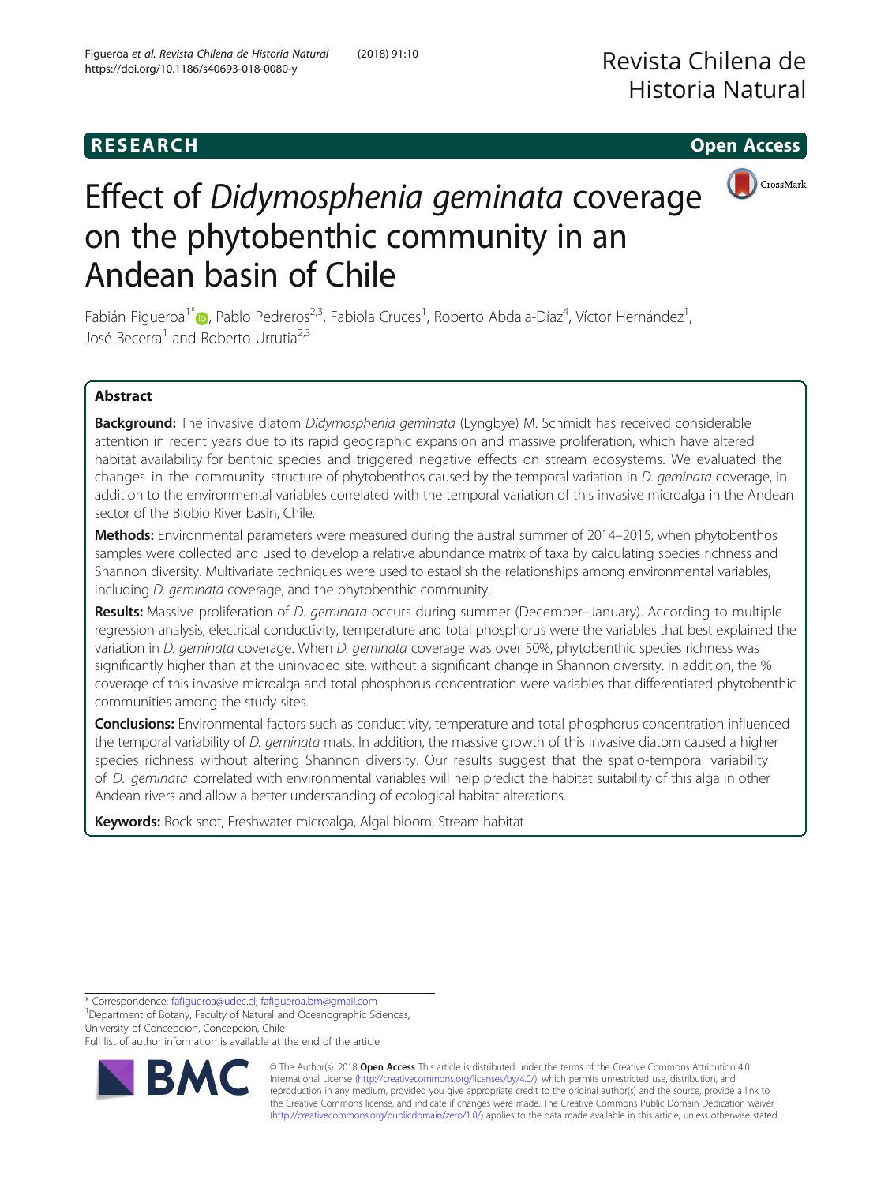RESEARCH

Open Access

# Effect of *Didymosphenia geminata* coverage on the phytobenthic community in an Andean basin of Chile

Fabián Figueroa[1*], Pablo Pedreros[2,3], Fabiola Cruces[1], Roberto Abdala-Díaz[4], Víctor Hernández[1], José Becerra[1] and Roberto Urrutia[2,3]

## Abstract

**Background:** The invasive diatom *Didymosphenia geminata* (Lyngbye) M. Schmidt has received considerable attention in recent years due to its rapid geographic expansion and massive proliferation, which have altered habitat availability for benthic species and triggered negative effects on stream ecosystems. We evaluated the changes in the community structure of phytobenthos caused by the temporal variation in *D. geminata* coverage, in addition to the environmental variables correlated with the temporal variation of this invasive microalga in the Andean sector of the Biobio River basin, Chile.

**Methods:** Environmental parameters were measured during the austral summer of 2014–2015, when phytobenthos samples were collected and used to develop a relative abundance matrix of taxa by calculating species richness and Shannon diversity. Multivariate techniques were used to establish the relationships among environmental variables, including *D. geminata* coverage, and the phytobenthic community.

**Results:** Massive proliferation of *D. geminata* occurs during summer (December–January). According to multiple regression analysis, electrical conductivity, temperature and total phosphorus were the variables that best explained the variation in *D. geminata* coverage. When *D. geminata* coverage was over 50%, phytobenthic species richness was significantly higher than at the uninvaded site, without a significant change in Shannon diversity. In addition, the % coverage of this invasive microalga and total phosphorus concentration were variables that differentiated phytobenthic communities among the study sites.

**Conclusions:** Environmental factors such as conductivity, temperature and total phosphorus concentration influenced the temporal variability of *D. geminata* mats. In addition, the massive growth of this invasive diatom caused a higher species richness without altering Shannon diversity. Our results suggest that the spatio-temporal variability of *D. geminata* correlated with environmental variables will help predict the habitat suitability of this alga in other Andean rivers and allow a better understanding of ecological habitat alterations.

**Keywords:** Rock snot, Freshwater microalga, Algal bloom, Stream habitat

---

* Correspondence: fafigueroa@udec.cl; fafigueroa.bm@gmail.com
[1]Department of Botany, Faculty of Natural and Oceanographic Sciences, University of Concepcion, Concepción, Chile
Full list of author information is available at the end of the article

© The Author(s). 2018 **Open Access** This article is distributed under the terms of the Creative Commons Attribution 4.0 International License (http://creativecommons.org/licenses/by/4.0/), which permits unrestricted use, distribution, and reproduction in any medium, provided you give appropriate credit to the original author(s) and the source, provide a link to the Creative Commons license, and indicate if changes were made. The Creative Commons Public Domain Dedication waiver (http://creativecommons.org/publicdomain/zero/1.0/) applies to the data made available in this article, unless otherwise stated.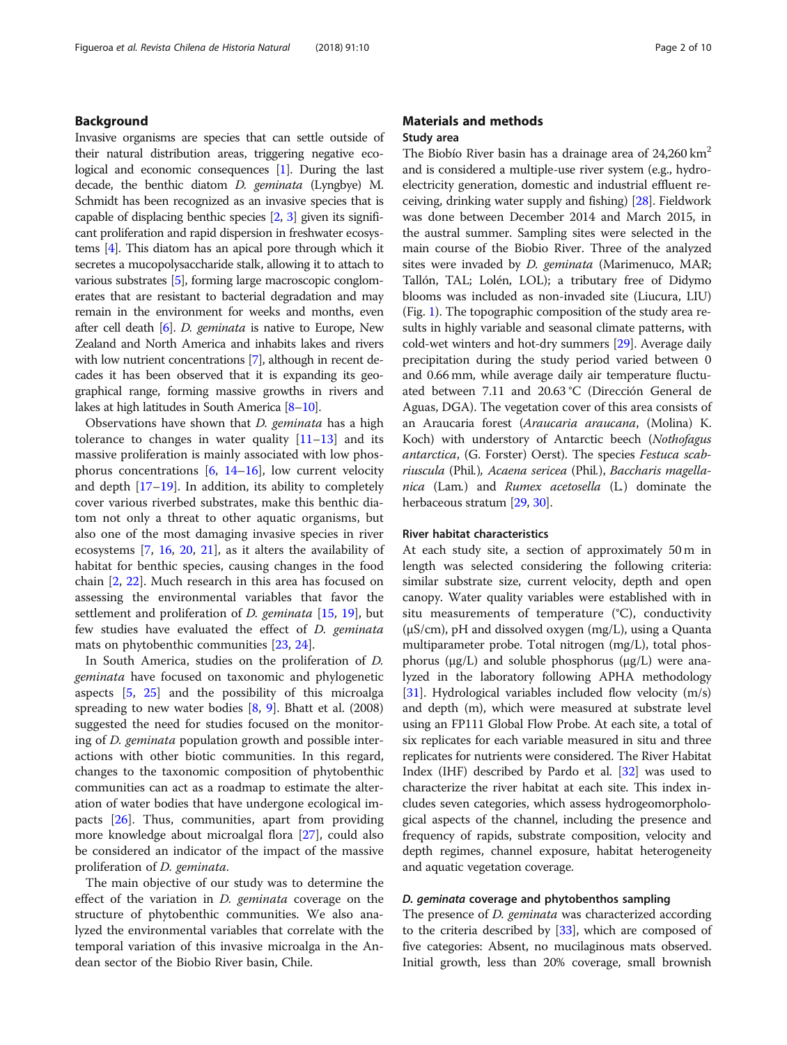## Background

Invasive organisms are species that can settle outside of their natural distribution areas, triggering negative ecological and economic consequences [1]. During the last decade, the benthic diatom *D. geminata* (Lyngbye) M. Schmidt has been recognized as an invasive species that is capable of displacing benthic species [2, 3] given its significant proliferation and rapid dispersion in freshwater ecosystems [4]. This diatom has an apical pore through which it secretes a mucopolysaccharide stalk, allowing it to attach to various substrates [5], forming large macroscopic conglomerates that are resistant to bacterial degradation and may remain in the environment for weeks and months, even after cell death [6]. *D. geminata* is native to Europe, New Zealand and North America and inhabits lakes and rivers with low nutrient concentrations [7], although in recent decades it has been observed that it is expanding its geographical range, forming massive growths in rivers and lakes at high latitudes in South America [8–10].

Observations have shown that *D. geminata* has a high tolerance to changes in water quality [11–13] and its massive proliferation is mainly associated with low phosphorus concentrations [6, 14–16], low current velocity and depth [17–19]. In addition, its ability to completely cover various riverbed substrates, make this benthic diatom not only a threat to other aquatic organisms, but also one of the most damaging invasive species in river ecosystems [7, 16, 20, 21], as it alters the availability of habitat for benthic species, causing changes in the food chain [2, 22]. Much research in this area has focused on assessing the environmental variables that favor the settlement and proliferation of *D. geminata* [15, 19], but few studies have evaluated the effect of *D. geminata* mats on phytobenthic communities [23, 24].

In South America, studies on the proliferation of *D. geminata* have focused on taxonomic and phylogenetic aspects [5, 25] and the possibility of this microalga spreading to new water bodies [8, 9]. Bhatt et al. (2008) suggested the need for studies focused on the monitoring of *D. geminata* population growth and possible interactions with other biotic communities. In this regard, changes to the taxonomic composition of phytobenthic communities can act as a roadmap to estimate the alteration of water bodies that have undergone ecological impacts [26]. Thus, communities, apart from providing more knowledge about microalgal flora [27], could also be considered an indicator of the impact of the massive proliferation of *D. geminata*.

The main objective of our study was to determine the effect of the variation in *D. geminata* coverage on the structure of phytobenthic communities. We also analyzed the environmental variables that correlate with the temporal variation of this invasive microalga in the Andean sector of the Biobio River basin, Chile.

## Materials and methods

### Study area

The Biobío River basin has a drainage area of 24,260 km$^2$ and is considered a multiple-use river system (e.g., hydroelectricity generation, domestic and industrial effluent receiving, drinking water supply and fishing) [28]. Fieldwork was done between December 2014 and March 2015, in the austral summer. Sampling sites were selected in the main course of the Biobio River. Three of the analyzed sites were invaded by *D. geminata* (Marimenuco, MAR; Tallón, TAL; Lolén, LOL); a tributary free of Didymo blooms was included as non-invaded site (Liucura, LIU) (Fig. 1). The topographic composition of the study area results in highly variable and seasonal climate patterns, with cold-wet winters and hot-dry summers [29]. Average daily precipitation during the study period varied between 0 and 0.66 mm, while average daily air temperature fluctuated between 7.11 and 20.63 °C (Dirección General de Aguas, DGA). The vegetation cover of this area consists of an Araucaria forest (*Araucaria araucana*, (Molina) K. Koch) with understory of Antarctic beech (*Nothofagus antarctica*, (G. Forster) Oerst). The species *Festuca scabriuscula* (Phil.)*, Acaena sericea* (Phil.), *Baccharis magellanica* (Lam.) and *Rumex acetosella* (L.) dominate the herbaceous stratum [29, 30].

### River habitat characteristics

At each study site, a section of approximately 50 m in length was selected considering the following criteria: similar substrate size, current velocity, depth and open canopy. Water quality variables were established with in situ measurements of temperature (°C), conductivity (μS/cm), pH and dissolved oxygen (mg/L), using a Quanta multiparameter probe. Total nitrogen (mg/L), total phosphorus (μg/L) and soluble phosphorus (μg/L) were analyzed in the laboratory following APHA methodology [31]. Hydrological variables included flow velocity (m/s) and depth (m), which were measured at substrate level using an FP111 Global Flow Probe. At each site, a total of six replicates for each variable measured in situ and three replicates for nutrients were considered. The River Habitat Index (IHF) described by Pardo et al. [32] was used to characterize the river habitat at each site. This index includes seven categories, which assess hydrogeomorphological aspects of the channel, including the presence and frequency of rapids, substrate composition, velocity and depth regimes, channel exposure, habitat heterogeneity and aquatic vegetation coverage.

### *D. geminata* coverage and phytobenthos sampling

The presence of *D. geminata* was characterized according to the criteria described by [33], which are composed of five categories: Absent, no mucilaginous mats observed. Initial growth, less than 20% coverage, small brownish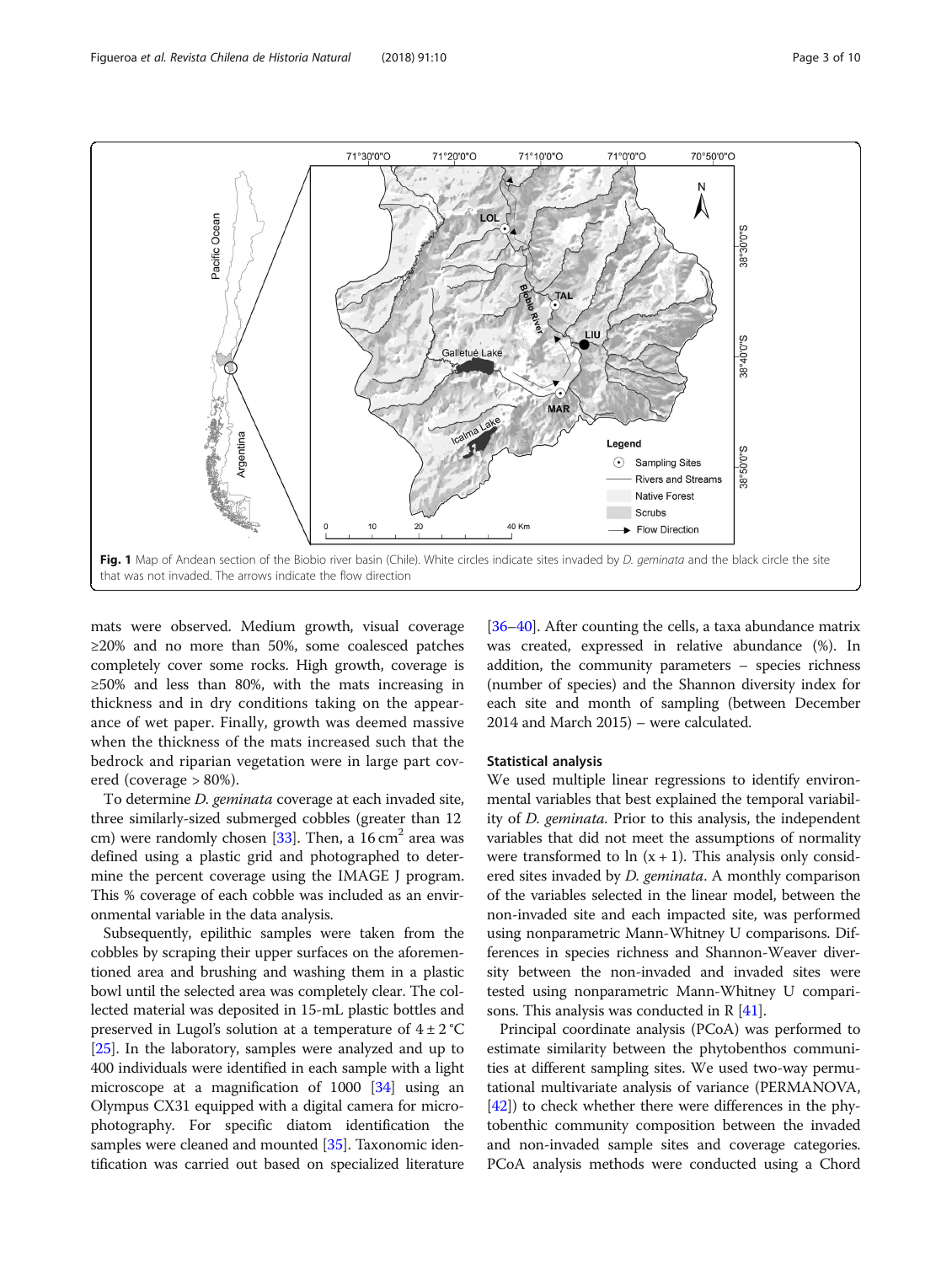**Fig. 1** Map of Andean section of the Biobio river basin (Chile). White circles indicate sites invaded by *D. geminata* and the black circle the site that was not invaded. The arrows indicate the flow direction

mats were observed. Medium growth, visual coverage ≥20% and no more than 50%, some coalesced patches completely cover some rocks. High growth, coverage is ≥50% and less than 80%, with the mats increasing in thickness and in dry conditions taking on the appearance of wet paper. Finally, growth was deemed massive when the thickness of the mats increased such that the bedrock and riparian vegetation were in large part covered (coverage > 80%).

To determine *D. geminata* coverage at each invaded site, three similarly-sized submerged cobbles (greater than 12 cm) were randomly chosen [33]. Then, a 16 $cm^2$ area was defined using a plastic grid and photographed to determine the percent coverage using the IMAGE J program. This % coverage of each cobble was included as an environmental variable in the data analysis.

Subsequently, epilithic samples were taken from the cobbles by scraping their upper surfaces on the aforementioned area and brushing and washing them in a plastic bowl until the selected area was completely clear. The collected material was deposited in 15-mL plastic bottles and preserved in Lugol's solution at a temperature of 4 ± 2 °C [25]. In the laboratory, samples were analyzed and up to 400 individuals were identified in each sample with a light microscope at a magnification of 1000 [34] using an Olympus CX31 equipped with a digital camera for microphotography. For specific diatom identification the samples were cleaned and mounted [35]. Taxonomic identification was carried out based on specialized literature [36–40]. After counting the cells, a taxa abundance matrix was created, expressed in relative abundance (%). In addition, the community parameters – species richness (number of species) and the Shannon diversity index for each site and month of sampling (between December 2014 and March 2015) – were calculated.

### Statistical analysis

We used multiple linear regressions to identify environmental variables that best explained the temporal variability of *D. geminata*. Prior to this analysis, the independent variables that did not meet the assumptions of normality were transformed to $\ln(x + 1)$. This analysis only considered sites invaded by *D. geminata*. A monthly comparison of the variables selected in the linear model, between the non-invaded site and each impacted site, was performed using nonparametric Mann-Whitney U comparisons. Differences in species richness and Shannon-Weaver diversity between the non-invaded and invaded sites were tested using nonparametric Mann-Whitney U comparisons. This analysis was conducted in R [41].

Principal coordinate analysis (PCoA) was performed to estimate similarity between the phytobenthos communities at different sampling sites. We used two-way permutational multivariate analysis of variance (PERMANOVA, [42]) to check whether there were differences in the phytobenthic community composition between the invaded and non-invaded sample sites and coverage categories. PCoA analysis methods were conducted using a Chord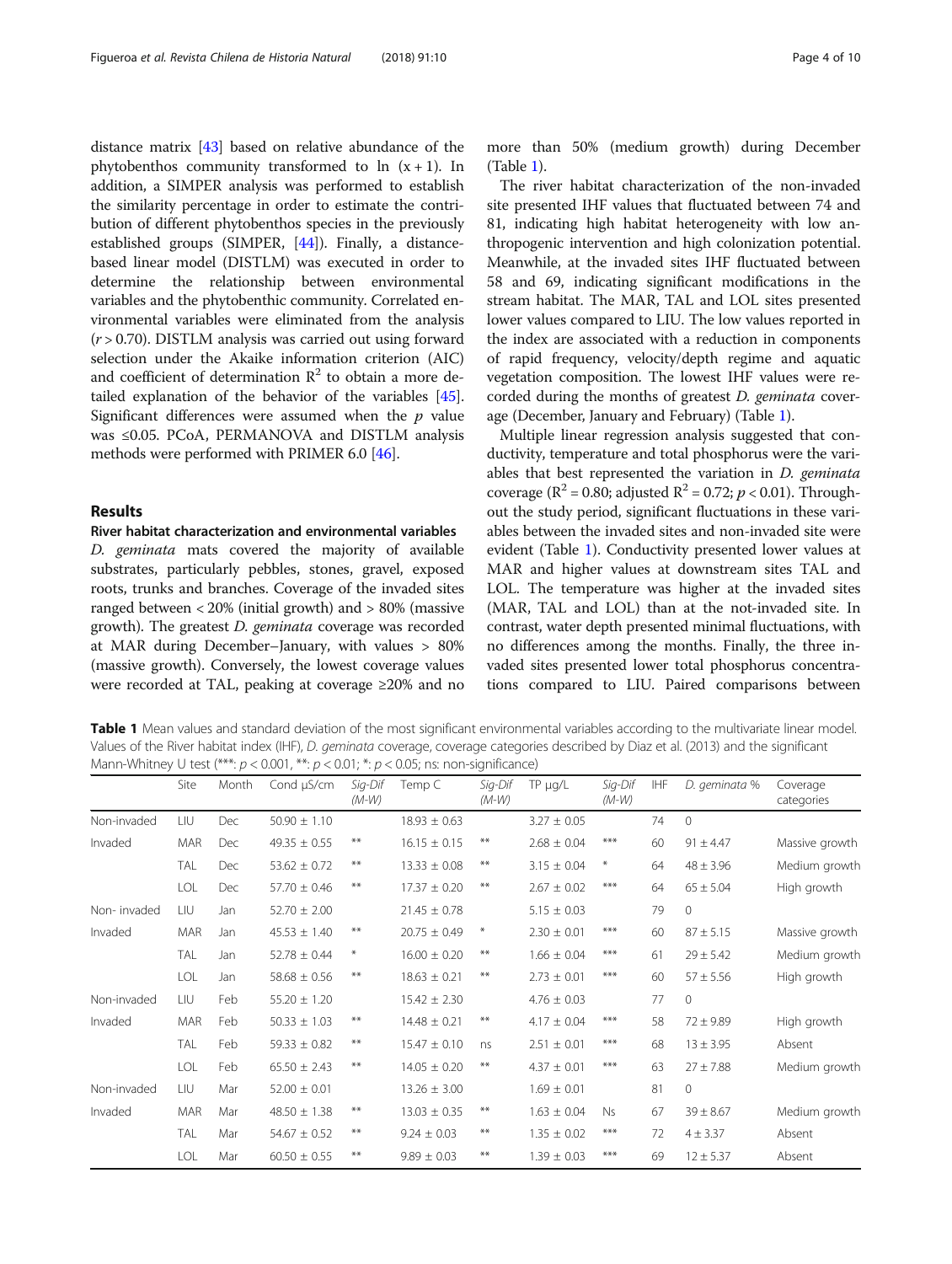distance matrix [43] based on relative abundance of the phytobenthos community transformed to ln (x + 1). In addition, a SIMPER analysis was performed to establish the similarity percentage in order to estimate the contribution of different phytobenthos species in the previously established groups (SIMPER, [44]). Finally, a distance-based linear model (DISTLM) was executed in order to determine the relationship between environmental variables and the phytobenthic community. Correlated environmental variables were eliminated from the analysis ($r > 0.70$). DISTLM analysis was carried out using forward selection under the Akaike information criterion (AIC) and coefficient of determination $R^2$ to obtain a more detailed explanation of the behavior of the variables [45]. Significant differences were assumed when the $p$ value was ≤0.05. PCoA, PERMANOVA and DISTLM analysis methods were performed with PRIMER 6.0 [46].

## Results

### River habitat characterization and environmental variables

*D. geminata* mats covered the majority of available substrates, particularly pebbles, stones, gravel, exposed roots, trunks and branches. Coverage of the invaded sites ranged between < 20% (initial growth) and > 80% (massive growth). The greatest *D. geminata* coverage was recorded at MAR during December–January, with values > 80% (massive growth). Conversely, the lowest coverage values were recorded at TAL, peaking at coverage ≥20% and no more than 50% (medium growth) during December (Table 1).

The river habitat characterization of the non-invaded site presented IHF values that fluctuated between 74 and 81, indicating high habitat heterogeneity with low anthropogenic intervention and high colonization potential. Meanwhile, at the invaded sites IHF fluctuated between 58 and 69, indicating significant modifications in the stream habitat. The MAR, TAL and LOL sites presented lower values compared to LIU. The low values reported in the index are associated with a reduction in components of rapid frequency, velocity/depth regime and aquatic vegetation composition. The lowest IHF values were recorded during the months of greatest *D. geminata* coverage (December, January and February) (Table 1).

Multiple linear regression analysis suggested that conductivity, temperature and total phosphorus were the variables that best represented the variation in *D. geminata* coverage ($R^2 = 0.80$; adjusted $R^2 = 0.72$; $p < 0.01$). Throughout the study period, significant fluctuations in these variables between the invaded sites and non-invaded site were evident (Table 1). Conductivity presented lower values at MAR and higher values at downstream sites TAL and LOL. The temperature was higher at the invaded sites (MAR, TAL and LOL) than at the not-invaded site. In contrast, water depth presented minimal fluctuations, with no differences among the months. Finally, the three invaded sites presented lower total phosphorus concentrations compared to LIU. Paired comparisons between

**Table 1** Mean values and standard deviation of the most significant environmental variables according to the multivariate linear model. Values of the River habitat index (IHF), *D. geminata* coverage, coverage categories described by Diaz et al. (2013) and the significant Mann-Whitney U test (***: $p < 0.001$, **: $p < 0.01$; *: $p < 0.05$; ns: non-significance)

| | Site | Month | Cond μS/cm | *Sig-Dif (M-W)* | Temp C | *Sig-Dif (M-W)* | TP μg/L | *Sig-Dif (M-W)* | IHF | *D. geminata* % | Coverage categories |
|---|---|---|---|---|---|---|---|---|---|---|---|
| Non-invaded | LIU | Dec | 50.90 ± 1.10 | | 18.93 ± 0.63 | | 3.27 ± 0.05 | | 74 | 0 | |
| Invaded | MAR | Dec | 49.35 ± 0.55 | ** | 16.15 ± 0.15 | ** | 2.68 ± 0.04 | *** | 60 | 91 ± 4.47 | Massive growth |
| | TAL | Dec | 53.62 ± 0.72 | ** | 13.33 ± 0.08 | ** | 3.15 ± 0.04 | * | 64 | 48 ± 3.96 | Medium growth |
| | LOL | Dec | 57.70 ± 0.46 | ** | 17.37 ± 0.20 | ** | 2.67 ± 0.02 | *** | 64 | 65 ± 5.04 | High growth |
| Non- invaded | LIU | Jan | 52.70 ± 2.00 | | 21.45 ± 0.78 | | 5.15 ± 0.03 | | 79 | 0 | |
| Invaded | MAR | Jan | 45.53 ± 1.40 | ** | 20.75 ± 0.49 | * | 2.30 ± 0.01 | *** | 60 | 87 ± 5.15 | Massive growth |
| | TAL | Jan | 52.78 ± 0.44 | * | 16.00 ± 0.20 | ** | 1.66 ± 0.04 | *** | 61 | 29 ± 5.42 | Medium growth |
| | LOL | Jan | 58.68 ± 0.56 | ** | 18.63 ± 0.21 | ** | 2.73 ± 0.01 | *** | 60 | 57 ± 5.56 | High growth |
| Non-invaded | LIU | Feb | 55.20 ± 1.20 | | 15.42 ± 2.30 | | 4.76 ± 0.03 | | 77 | 0 | |
| Invaded | MAR | Feb | 50.33 ± 1.03 | ** | 14.48 ± 0.21 | ** | 4.17 ± 0.04 | *** | 58 | 72 ± 9.89 | High growth |
| | TAL | Feb | 59.33 ± 0.82 | ** | 15.47 ± 0.10 | ns | 2.51 ± 0.01 | *** | 68 | 13 ± 3.95 | Absent |
| | LOL | Feb | 65.50 ± 2.43 | ** | 14.05 ± 0.20 | ** | 4.37 ± 0.01 | *** | 63 | 27 ± 7.88 | Medium growth |
| Non-invaded | LIU | Mar | 52.00 ± 0.01 | | 13.26 ± 3.00 | | 1.69 ± 0.01 | | 81 | 0 | |
| Invaded | MAR | Mar | 48.50 ± 1.38 | ** | 13.03 ± 0.35 | ** | 1.63 ± 0.04 | Ns | 67 | 39 ± 8.67 | Medium growth |
| | TAL | Mar | 54.67 ± 0.52 | ** | 9.24 ± 0.03 | ** | 1.35 ± 0.02 | *** | 72 | 4 ± 3.37 | Absent |
| | LOL | Mar | 60.50 ± 0.55 | ** | 9.89 ± 0.03 | ** | 1.39 ± 0.03 | *** | 69 | 12 ± 5.37 | Absent |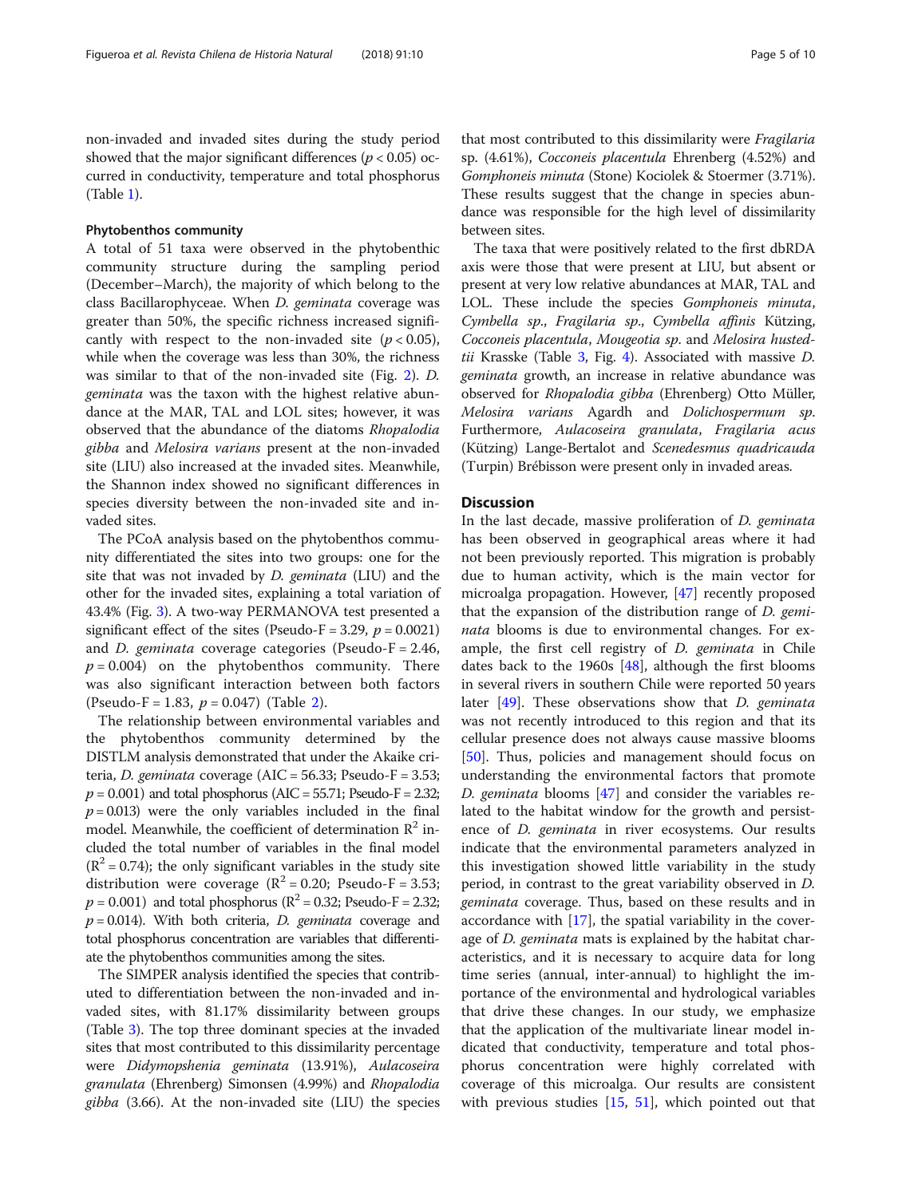non-invaded and invaded sites during the study period showed that the major significant differences ($p < 0.05$) occurred in conductivity, temperature and total phosphorus (Table 1).

### Phytobenthos community

A total of 51 taxa were observed in the phytobenthic community structure during the sampling period (December–March), the majority of which belong to the class Bacillarophyceae. When *D. geminata* coverage was greater than 50%, the specific richness increased significantly with respect to the non-invaded site ($p < 0.05$), while when the coverage was less than 30%, the richness was similar to that of the non-invaded site (Fig. 2). *D. geminata* was the taxon with the highest relative abundance at the MAR, TAL and LOL sites; however, it was observed that the abundance of the diatoms *Rhopalodia gibba* and *Melosira varians* present at the non-invaded site (LIU) also increased at the invaded sites. Meanwhile, the Shannon index showed no significant differences in species diversity between the non-invaded site and invaded sites.

The PCoA analysis based on the phytobenthos community differentiated the sites into two groups: one for the site that was not invaded by *D. geminata* (LIU) and the other for the invaded sites, explaining a total variation of 43.4% (Fig. 3). A two-way PERMANOVA test presented a significant effect of the sites (Pseudo-F = 3.29, $p = 0.0021$) and *D. geminata* coverage categories (Pseudo-F = 2.46, $p = 0.004$) on the phytobenthos community. There was also significant interaction between both factors (Pseudo-F = 1.83, $p = 0.047$) (Table 2).

The relationship between environmental variables and the phytobenthos community determined by the DISTLM analysis demonstrated that under the Akaike criteria, *D. geminata* coverage (AIC = 56.33; Pseudo-F = 3.53; $p = 0.001$) and total phosphorus (AIC = 55.71; Pseudo-F = 2.32; $p = 0.013$) were the only variables included in the final model. Meanwhile, the coefficient of determination $R^2$ included the total number of variables in the final model ($R^2 = 0.74$); the only significant variables in the study site distribution were coverage ($R^2 = 0.20$; Pseudo-F = 3.53; $p = 0.001$) and total phosphorus ($R^2 = 0.32$; Pseudo-F = 2.32; $p = 0.014$). With both criteria, *D. geminata* coverage and total phosphorus concentration are variables that differentiate the phytobenthos communities among the sites.

The SIMPER analysis identified the species that contributed to differentiation between the non-invaded and invaded sites, with 81.17% dissimilarity between groups (Table 3). The top three dominant species at the invaded sites that most contributed to this dissimilarity percentage were *Didymopshenia geminata* (13.91%), *Aulacoseira granulata* (Ehrenberg) Simonsen (4.99%) and *Rhopalodia gibba* (3.66). At the non-invaded site (LIU) the species that most contributed to this dissimilarity were *Fragilaria* sp. (4.61%), *Cocconeis placentula* Ehrenberg (4.52%) and *Gomphoneis minuta* (Stone) Kociolek & Stoermer (3.71%). These results suggest that the change in species abundance was responsible for the high level of dissimilarity between sites.

The taxa that were positively related to the first dbRDA axis were those that were present at LIU, but absent or present at very low relative abundances at MAR, TAL and LOL. These include the species *Gomphoneis minuta*, *Cymbella* sp., *Fragilaria* sp., *Cymbella affinis* Kützing, *Cocconeis placentula*, *Mougeotia* sp. and *Melosira hustedtii* Krasske (Table 3, Fig. 4). Associated with massive *D. geminata* growth, an increase in relative abundance was observed for *Rhopalodia gibba* (Ehrenberg) Otto Müller, *Melosira varians* Agardh and *Dolichospermum* sp. Furthermore, *Aulacoseira granulata*, *Fragilaria acus* (Kützing) Lange-Bertalot and *Scenedesmus quadricauda* (Turpin) Brébisson were present only in invaded areas.

## Discussion

In the last decade, massive proliferation of *D. geminata* has been observed in geographical areas where it had not been previously reported. This migration is probably due to human activity, which is the main vector for microalga propagation. However, [47] recently proposed that the expansion of the distribution range of *D. geminata* blooms is due to environmental changes. For example, the first cell registry of *D. geminata* in Chile dates back to the 1960s [48], although the first blooms in several rivers in southern Chile were reported 50 years later [49]. These observations show that *D. geminata* was not recently introduced to this region and that its cellular presence does not always cause massive blooms [50]. Thus, policies and management should focus on understanding the environmental factors that promote *D. geminata* blooms [47] and consider the variables related to the habitat window for the growth and persistence of *D. geminata* in river ecosystems. Our results indicate that the environmental parameters analyzed in this investigation showed little variability in the study period, in contrast to the great variability observed in *D. geminata* coverage. Thus, based on these results and in accordance with [17], the spatial variability in the coverage of *D. geminata* mats is explained by the habitat characteristics, and it is necessary to acquire data for long time series (annual, inter-annual) to highlight the importance of the environmental and hydrological variables that drive these changes. In our study, we emphasize that the application of the multivariate linear model indicated that conductivity, temperature and total phosphorus concentration were highly correlated with coverage of this microalga. Our results are consistent with previous studies [15, 51], which pointed out that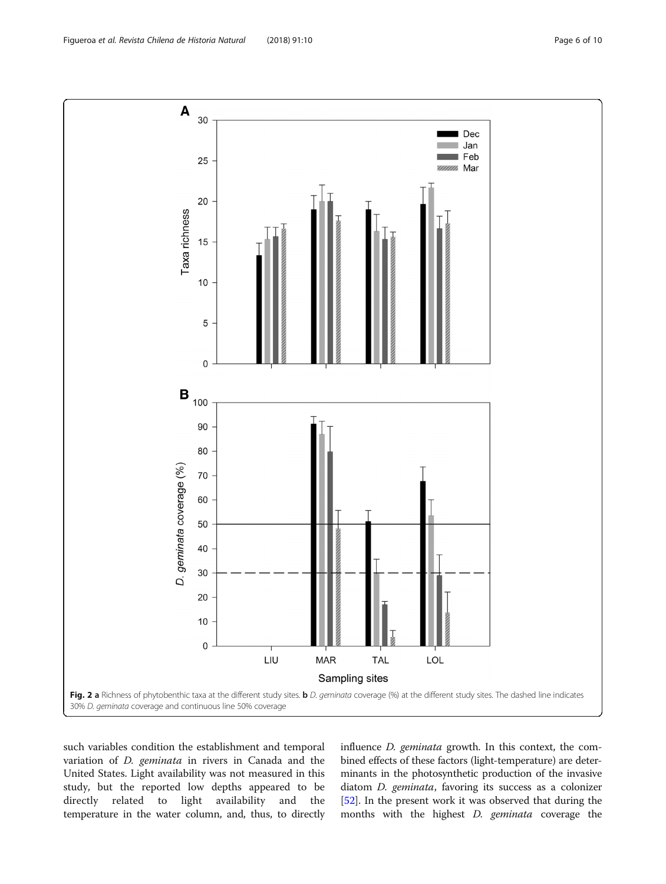Fig. 2 **a** Richness of phytobenthic taxa at the different study sites. **b** *D. geminata* coverage (%) at the different study sites. The dashed line indicates 30% *D. geminata* coverage and continuous line 50% coverage

such variables condition the establishment and temporal variation of *D. geminata* in rivers in Canada and the United States. Light availability was not measured in this study, but the reported low depths appeared to be directly related to light availability and the temperature in the water column, and, thus, to directly influence *D. geminata* growth. In this context, the combined effects of these factors (light-temperature) are determinants in the photosynthetic production of the invasive diatom *D. geminata*, favoring its success as a colonizer [52]. In the present work it was observed that during the months with the highest *D. geminata* coverage the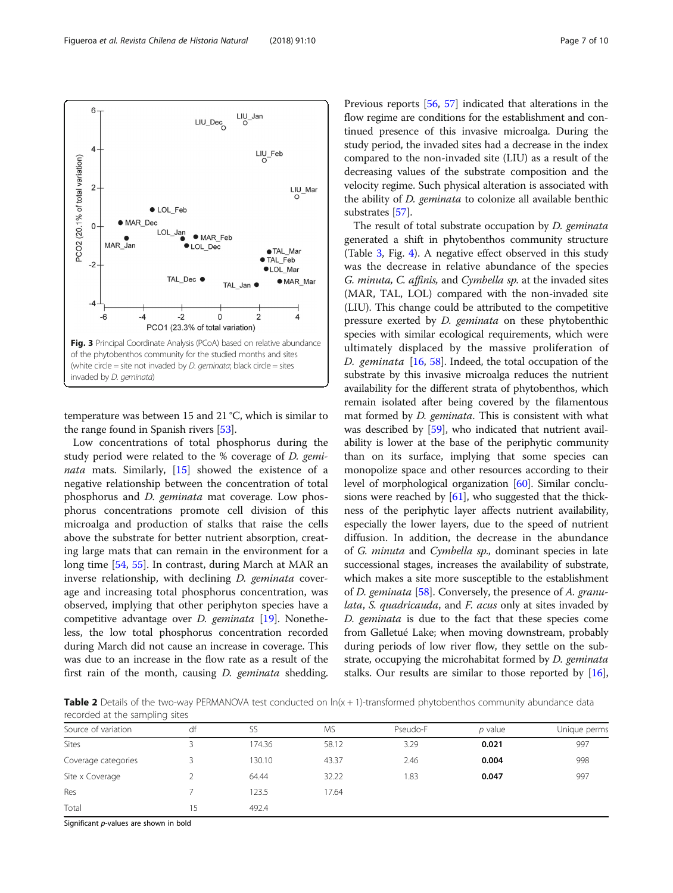Fig. 3 Principal Coordinate Analysis (PCoA) based on relative abundance of the phytobenthos community for the studied months and sites (white circle = site not invaded by *D. geminata*; black circle = sites invaded by *D. geminata*)

temperature was between 15 and 21 °C, which is similar to the range found in Spanish rivers [53].

Low concentrations of total phosphorus during the study period were related to the % coverage of *D. geminata* mats. Similarly, [15] showed the existence of a negative relationship between the concentration of total phosphorus and *D. geminata* mat coverage. Low phosphorus concentrations promote cell division of this microalga and production of stalks that raise the cells above the substrate for better nutrient absorption, creating large mats that can remain in the environment for a long time [54, 55]. In contrast, during March at MAR an inverse relationship, with declining *D. geminata* coverage and increasing total phosphorus concentration, was observed, implying that other periphyton species have a competitive advantage over *D. geminata* [19]. Nonetheless, the low total phosphorus concentration recorded during March did not cause an increase in coverage. This was due to an increase in the flow rate as a result of the first rain of the month, causing *D. geminata* shedding.

Previous reports [56, 57] indicated that alterations in the flow regime are conditions for the establishment and continued presence of this invasive microalga. During the study period, the invaded sites had a decrease in the index compared to the non-invaded site (LIU) as a result of the decreasing values of the substrate composition and the velocity regime. Such physical alteration is associated with the ability of *D. geminata* to colonize all available benthic substrates [57].

The result of total substrate occupation by *D. geminata* generated a shift in phytobenthos community structure (Table 3, Fig. 4). A negative effect observed in this study was the decrease in relative abundance of the species *G. minuta*, *C. affinis*, and *Cymbella sp.* at the invaded sites (MAR, TAL, LOL) compared with the non-invaded site (LIU). This change could be attributed to the competitive pressure exerted by *D. geminata* on these phytobenthic species with similar ecological requirements, which were ultimately displaced by the massive proliferation of *D. geminata* [16, 58]. Indeed, the total occupation of the substrate by this invasive microalga reduces the nutrient availability for the different strata of phytobenthos, which remain isolated after being covered by the filamentous mat formed by *D. geminata*. This is consistent with what was described by [59], who indicated that nutrient availability is lower at the base of the periphytic community than on its surface, implying that some species can monopolize space and other resources according to their level of morphological organization [60]. Similar conclusions were reached by [61], who suggested that the thickness of the periphytic layer affects nutrient availability, especially the lower layers, due to the speed of nutrient diffusion. In addition, the decrease in the abundance of *G. minuta* and *Cymbella sp.*, dominant species in late successional stages, increases the availability of substrate, which makes a site more susceptible to the establishment of *D. geminata* [58]. Conversely, the presence of *A. granulata*, *S. quadricauda*, and *F. acus* only at sites invaded by *D. geminata* is due to the fact that these species come from Galletué Lake; when moving downstream, probably during periods of low river flow, they settle on the substrate, occupying the microhabitat formed by *D. geminata* stalks. Our results are similar to those reported by [16],

**Table 2** Details of the two-way PERMANOVA test conducted on ln(x + 1)-transformed phytobenthos community abundance data recorded at the sampling sites

| Source of variation | df | SS | MS | Pseudo-F | *p* value | Unique perms |
|---|---|---|---|---|---|---|
| Sites | 3 | 174.36 | 58.12 | 3.29 | **0.021** | 997 |
| Coverage categories | 3 | 130.10 | 43.37 | 2.46 | **0.004** | 998 |
| Site x Coverage | 2 | 64.44 | 32.22 | 1.83 | **0.047** | 997 |
| Res | 7 | 123.5 | 17.64 | | | |
| Total | 15 | 492.4 | | | | |

Significant *p*-values are shown in bold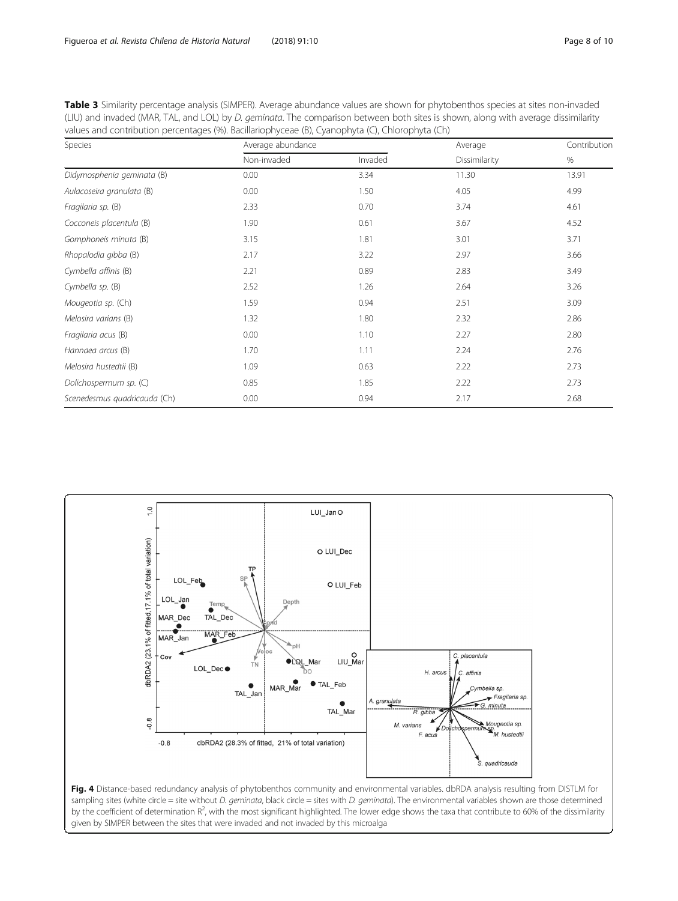**Table 3** Similarity percentage analysis (SIMPER). Average abundance values are shown for phytobenthos species at sites non-invaded (LIU) and invaded (MAR, TAL, and LOL) by *D. geminata*. The comparison between both sites is shown, along with average dissimilarity values and contribution percentages (%). Bacillariophyceae (B), Cyanophyta (C), Chlorophyta (Ch)

| Species | Average abundance | | Average | Contribution |
|---|---|---|---|---|
| | Non-invaded | Invaded | Dissimilarity | % |
| *Didymosphenia geminata* (B) | 0.00 | 3.34 | 11.30 | 13.91 |
| *Aulacoseira granulata* (B) | 0.00 | 1.50 | 4.05 | 4.99 |
| *Fragilaria sp.* (B) | 2.33 | 0.70 | 3.74 | 4.61 |
| *Cocconeis placentula* (B) | 1.90 | 0.61 | 3.67 | 4.52 |
| *Gomphoneis minuta* (B) | 3.15 | 1.81 | 3.01 | 3.71 |
| *Rhopalodia gibba* (B) | 2.17 | 3.22 | 2.97 | 3.66 |
| *Cymbella affinis* (B) | 2.21 | 0.89 | 2.83 | 3.49 |
| *Cymbella sp.* (B) | 2.52 | 1.26 | 2.64 | 3.26 |
| *Mougeotia sp.* (Ch) | 1.59 | 0.94 | 2.51 | 3.09 |
| *Melosira varians* (B) | 1.32 | 1.80 | 2.32 | 2.86 |
| *Fragilaria acus* (B) | 0.00 | 1.10 | 2.27 | 2.80 |
| *Hannaea arcus* (B) | 1.70 | 1.11 | 2.24 | 2.76 |
| *Melosira hustedtii* (B) | 1.09 | 0.63 | 2.22 | 2.73 |
| *Dolichospermum sp.* (C) | 0.85 | 1.85 | 2.22 | 2.73 |
| *Scenedesmus quadricauda* (Ch) | 0.00 | 0.94 | 2.17 | 2.68 |

**Fig. 4** Distance-based redundancy analysis of phytobenthos community and environmental variables. dbRDA analysis resulting from DISTLM for sampling sites (white circle = site without *D. geminata*, black circle = sites with *D. geminata*). The environmental variables shown are those determined by the coefficient of determination $R^2$, with the most significant highlighted. The lower edge shows the taxa that contribute to 60% of the dissimilarity given by SIMPER between the sites that were invaded and not invaded by this microalga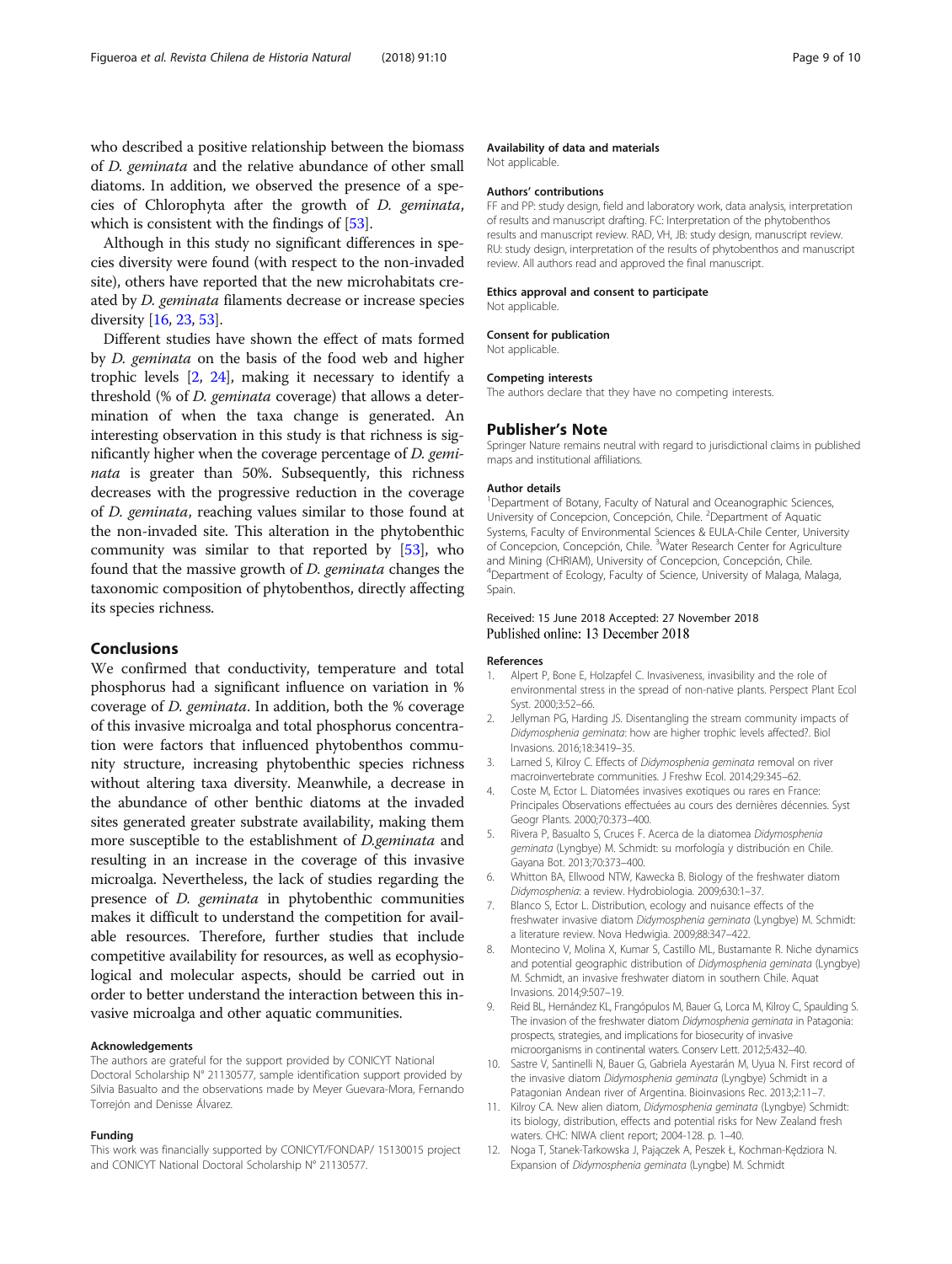who described a positive relationship between the biomass of *D. geminata* and the relative abundance of other small diatoms. In addition, we observed the presence of a species of Chlorophyta after the growth of *D. geminata*, which is consistent with the findings of [53].

Although in this study no significant differences in species diversity were found (with respect to the non-invaded site), others have reported that the new microhabitats created by *D. geminata* filaments decrease or increase species diversity [16, 23, 53].

Different studies have shown the effect of mats formed by *D. geminata* on the basis of the food web and higher trophic levels [2, 24], making it necessary to identify a threshold (% of *D. geminata* coverage) that allows a determination of when the taxa change is generated. An interesting observation in this study is that richness is significantly higher when the coverage percentage of *D. geminata* is greater than 50%. Subsequently, this richness decreases with the progressive reduction in the coverage of *D. geminata*, reaching values similar to those found at the non-invaded site. This alteration in the phytobenthic community was similar to that reported by [53], who found that the massive growth of *D. geminata* changes the taxonomic composition of phytobenthos, directly affecting its species richness.

## Conclusions

We confirmed that conductivity, temperature and total phosphorus had a significant influence on variation in % coverage of *D. geminata*. In addition, both the % coverage of this invasive microalga and total phosphorus concentration were factors that influenced phytobenthos community structure, increasing phytobenthic species richness without altering taxa diversity. Meanwhile, a decrease in the abundance of other benthic diatoms at the invaded sites generated greater substrate availability, making them more susceptible to the establishment of *D.geminata* and resulting in an increase in the coverage of this invasive microalga. Nevertheless, the lack of studies regarding the presence of *D. geminata* in phytobenthic communities makes it difficult to understand the competition for available resources. Therefore, further studies that include competitive availability for resources, as well as ecophysiological and molecular aspects, should be carried out in order to better understand the interaction between this invasive microalga and other aquatic communities.

### Acknowledgements

The authors are grateful for the support provided by CONICYT National Doctoral Scholarship N° 21130577, sample identification support provided by Silvia Basualto and the observations made by Meyer Guevara-Mora, Fernando Torrejón and Denisse Álvarez.

### Funding

This work was financially supported by CONICYT/FONDAP/ 15130015 project and CONICYT National Doctoral Scholarship N° 21130577.

### Availability of data and materials

Not applicable.

### Authors' contributions

FF and PP: study design, field and laboratory work, data analysis, interpretation of results and manuscript drafting. FC: Interpretation of the phytobenthos results and manuscript review. RAD, VH, JB: study design, manuscript review. RU: study design, interpretation of the results of phytobenthos and manuscript review. All authors read and approved the final manuscript.

### Ethics approval and consent to participate

Not applicable.

### Consent for publication

Not applicable.

### Competing interests

The authors declare that they have no competing interests.

## Publisher's Note

Springer Nature remains neutral with regard to jurisdictional claims in published maps and institutional affiliations.

### Author details

[1]Department of Botany, Faculty of Natural and Oceanographic Sciences, University of Concepcion, Concepción, Chile. [2]Department of Aquatic Systems, Faculty of Environmental Sciences & EULA-Chile Center, University of Concepcion, Concepción, Chile. [3]Water Research Center for Agriculture and Mining (CHRIAM), University of Concepcion, Concepción, Chile. [4]Department of Ecology, Faculty of Science, University of Malaga, Malaga, Spain.

Received: 15 June 2018 Accepted: 27 November 2018
Published online: 13 December 2018

### References

1. Alpert P, Bone E, Holzapfel C. Invasiveness, invasibility and the role of environmental stress in the spread of non-native plants. Perspect Plant Ecol Syst. 2000;3:52–66.
2. Jellyman PG, Harding JS. Disentangling the stream community impacts of *Didymosphenia geminata*: how are higher trophic levels affected?. Biol Invasions. 2016;18:3419–35.
3. Larned S, Kilroy C. Effects of *Didymosphenia geminata* removal on river macroinvertebrate communities. J Freshw Ecol. 2014;29:345–62.
4. Coste M, Ector L. Diatomées invasives exotiques ou rares en France: Principales Observations effectuées au cours des dernières décennies. Syst Geogr Plants. 2000;70:373–400.
5. Rivera P, Basualto S, Cruces F. Acerca de la diatomea *Didymosphenia geminata* (Lyngbye) M. Schmidt: su morfología y distribución en Chile. Gayana Bot. 2013;70:373–400.
6. Whitton BA, Ellwood NTW, Kawecka B. Biology of the freshwater diatom *Didymosphenia*: a review. Hydrobiologia. 2009;630:1–37.
7. Blanco S, Ector L. Distribution, ecology and nuisance effects of the freshwater invasive diatom *Didymosphenia geminata* (Lyngbye) M. Schmidt: a literature review. Nova Hedwigia. 2009;88:347–422.
8. Montecino V, Molina X, Kumar S, Castillo ML, Bustamante R. Niche dynamics and potential geographic distribution of *Didymosphenia geminata* (Lyngbye) M. Schmidt, an invasive freshwater diatom in southern Chile. Aquat Invasions. 2014;9:507–19.
9. Reid BL, Hernández KL, Frangópulos M, Bauer G, Lorca M, Kilroy C, Spaulding S. The invasion of the freshwater diatom *Didymosphenia geminata* in Patagonia: prospects, strategies, and implications for biosecurity of invasive microorganisms in continental waters. Conserv Lett. 2012;5:432–40.
10. Sastre V, Santinelli N, Bauer G, Gabriela Ayestarán M, Uyua N. First record of the invasive diatom *Didymosphenia geminata* (Lyngbye) Schmidt in a Patagonian Andean river of Argentina. Bioinvasions Rec. 2013;2:11–7.
11. Kilroy CA. New alien diatom, *Didymosphenia geminata* (Lyngbye) Schmidt: its biology, distribution, effects and potential risks for New Zealand fresh waters. CHC: NIWA client report; 2004-128. p. 1–40.
12. Noga T, Stanek-Tarkowska J, Pajączek A, Peszek Ł, Kochman-Kędziora N. Expansion of *Didymosphenia geminata* (Lyngbe) M. Schmidt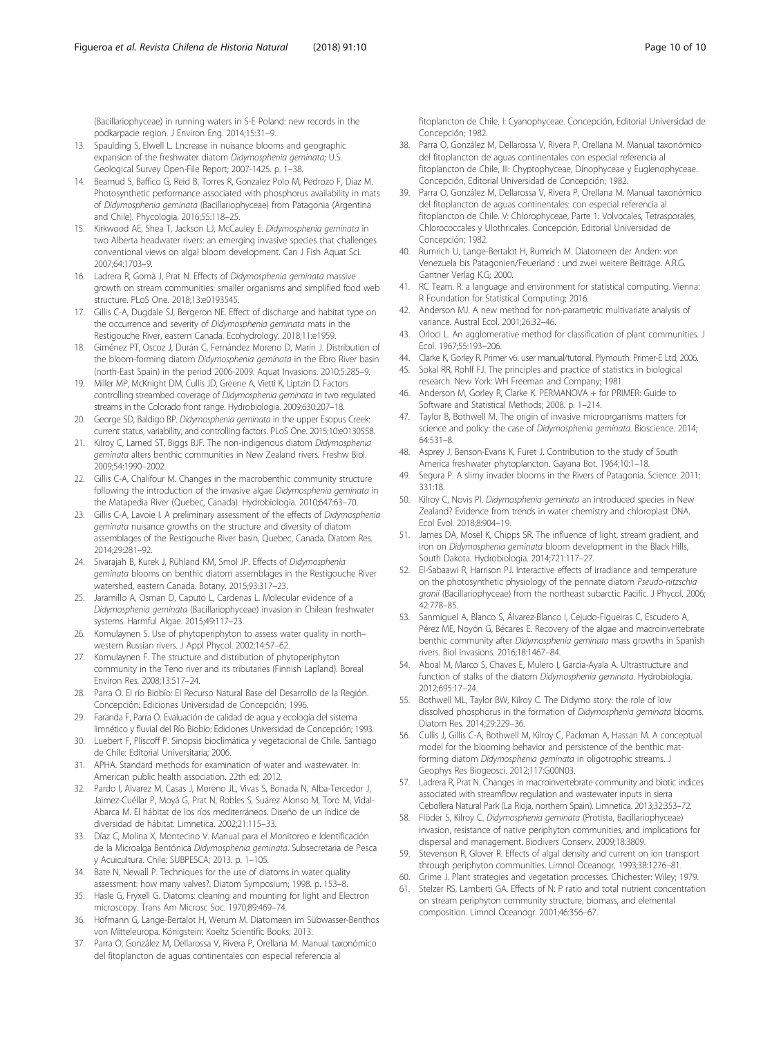(Bacillariophyceae) in running waters in S-E Poland: new records in the podkarpacie region. J Environ Eng. 2014;15:31–9.

13. Spaulding S, Elwell L. Lncrease in nuisance blooms and geographic expansion of the freshwater diatom *Didymosphenia geminata*; U.S. Geological Survey Open-File Report; 2007-1425. p. 1–38.
14. Beamud S, Baffico G, Reid B, Torres R, Gonzalez Polo M, Pedrozo F, Diaz M. Photosynthetic performance associated with phosphorus availability in mats of *Didymosphenia geminata* (Bacillariophyceae) from Patagonia (Argentina and Chile). Phycologia. 2016;55:118–25.
15. Kirkwood AE, Shea T, Jackson LJ, McCauley E. *Didymosphenia geminata* in two Alberta headwater rivers: an emerging invasive species that challenges conventional views on algal bloom development. Can J Fish Aquat Sci. 2007;64:1703–9.
16. Ladrera R, Gomà J, Prat N. Effects of *Didymosphenia geminata* massive growth on stream communities: smaller organisms and simplified food web structure. PLoS One. 2018;13:e0193545.
17. Gillis C-A, Dugdale SJ, Bergeron NE. Effect of discharge and habitat type on the occurrence and severity of *Didymosphenia geminata* mats in the Restigouche River, eastern Canada. Ecohydrology. 2018;11:e1959.
18. Giménez PT, Oscoz J, Durán C, Fernández Moreno D, Marín J. Distribution of the bloom-forming diatom *Didymosphenia geminata* in the Ebro River basin (north-East Spain) in the period 2006-2009. Aquat Invasions. 2010;5:285–9.
19. Miller MP, McKnight DM, Cullis JD, Greene A, Vietti K, Liptzin D. Factors controlling streambed coverage of *Didymosphenia geminata* in two regulated streams in the Colorado front range. Hydrobiologia. 2009;630:207–18.
20. George SD, Baldigo BP. *Didymosphenia geminata* in the upper Esopus Creek: current status, variability, and controlling factors. PLoS One. 2015;10:e0130558.
21. Kilroy C, Larned ST, Biggs BJF. The non-indigenous diatom *Didymosphenia geminata* alters benthic communities in New Zealand rivers. Freshw Biol. 2009;54:1990–2002.
22. Gillis C-A, Chalifour M. Changes in the macrobenthic community structure following the introduction of the invasive algae *Didymosphenia geminata* in the Matapedia River (Quebec, Canada). Hydrobiologia. 2010;647:63–70.
23. Gillis C-A, Lavoie I. A preliminary assessment of the effects of *Didymosphenia geminata* nuisance growths on the structure and diversity of diatom assemblages of the Restigouche River basin, Quebec, Canada. Diatom Res. 2014;29:281–92.
24. Sivarajah B, Kurek J, Rühland KM, Smol JP. Effects of *Didymosphenia geminata* blooms on benthic diatom assemblages in the Restigouche River watershed, eastern Canada. Botany. 2015;93:317–23.
25. Jaramillo A, Osman D, Caputo L, Cardenas L. Molecular evidence of a *Didymosphenia geminata* (Bacillariophyceae) invasion in Chilean freshwater systems. Harmful Algae. 2015;49:117–23.
26. Komulaynen S. Use of phytoperiphyton to assess water quality in north–western Russian rivers. J Appl Phycol. 2002;14:57–62.
27. Komulaynen F. The structure and distribution of phytoperiphyton community in the Teno river and its tributaries (Finnish Lapland). Boreal Environ Res. 2008;13:517–24.
28. Parra O. El río Biobío: El Recurso Natural Base del Desarrollo de la Región. Concepción: Ediciones Universidad de Concepción; 1996.
29. Faranda F, Parra O. Evaluación de calidad de agua y ecología del sistema limnético y fluvial del Río Biobío: Ediciones Universidad de Concepción; 1993.
30. Luebert F, Pliscoff P. Sinopsis bioclimática y vegetacional de Chile. Santiago de Chile: Editorial Universitaria; 2006.
31. APHA. Standard methods for examination of water and wastewater. In: American public health association. 22th ed; 2012.
32. Pardo I, Alvarez M, Casas J, Moreno JL, Vivas S, Bonada N, Alba-Tercedor J, Jaimez-Cuéllar P, Moyá G, Prat N, Robles S, Suárez Alonso M, Toro M, Vidal-Abarca M. El hábitat de los ríos mediterráneos. Diseño de un índice de diversidad de hábitat. Limnetica. 2002;21:115–33.
33. Díaz C, Molina X, Montecino V. Manual para el Monitoreo e Identificación de la Microalga Bentónica *Didymosphenia geminata*. Subsecretaria de Pesca y Acuicultura. Chile: SUBPESCA; 2013. p. 1–105.
34. Bate N, Newall P. Techniques for the use of diatoms in water quality assessment: how many valves?. Diatom Symposium; 1998. p. 153–8.
35. Hasle G, Fryxell G. Diatoms: cleaning and mounting for light and Electron microscopy. Trans Am Microsc Soc. 1970;89:469–74.
36. Hofmann G, Lange-Bertalot H, Werum M. Diatomeen im Sübwasser-Benthos von Mitteleuropa. Königstein: Koeltz Scientific Books; 2013.
37. Parra O, González M, Dellarossa V, Rivera P, Orellana M. Manual taxonómico del fitoplancton de aguas continentales con especial referencia al fitoplancton de Chile. I: Cyanophyceae. Concepción, Editorial Universidad de Concepción; 1982.
38. Parra O, González M, Dellarossa V, Rivera P, Orellana M. Manual taxonómico del fitoplancton de aguas continentales con especial referencia al fitoplancton de Chile, III: Chyptophyceae, Dinophyceae y Euglenophyceae. Concepción, Editorial Universidad de Concepción; 1982.
39. Parra O, González M, Dellarossa V, Rivera P, Orellana M. Manual taxonómico del fitoplancton de aguas continentales: con especial referencia al fitoplancton de Chile. V: Chlorophyceae, Parte 1: Volvocales, Tetrasporales, Chlorococcales y Ulothricales. Concepción, Editorial Universidad de Concepción; 1982.
40. Rumrich U, Lange-Bertalot H, Rumrich M. Diatomeen der Anden: von Venezuela bis Patagonien/Feuerland : und zwei weitere Beiträge. A.R.G. Gantner Verlag K.G; 2000.
41. RC Team. R: a language and environment for statistical computing. Vienna: R Foundation for Statistical Computing; 2016.
42. Anderson MJ. A new method for non-parametric multivariate analysis of variance. Austral Ecol. 2001;26:32–46.
43. Orloci L. An agglomerative method for classification of plant communities. J Ecol. 1967;55:193–206.
44. Clarke K, Gorley R. Primer v6: user manual/tutorial. Plymouth: Primer-E Ltd; 2006.
45. Sokal RR, Rohlf FJ. The principles and practice of statistics in biological research. New York: WH Freeman and Company; 1981.
46. Anderson M, Gorley R, Clarke K. PERMANOVA + for PRIMER: Guide to Software and Statistical Methods; 2008. p. 1–214.
47. Taylor B, Bothwell M. The origin of invasive microorganisms matters for science and policy: the case of *Didymosphenia geminata*. Bioscience. 2014; 64:531–8.
48. Asprey J, Benson-Evans K, Furet J. Contribution to the study of South America freshwater phytoplancton. Gayana Bot. 1964;10:1–18.
49. Segura P. A slimy invader blooms in the Rivers of Patagonia. Science. 2011; 331:18.
50. Kilroy C, Novis PI. *Didymosphenia geminata* an introduced species in New Zealand? Evidence from trends in water chemistry and chloroplast DNA. Ecol Evol. 2018;8:904–19.
51. James DA, Mosel K, Chipps SR. The influence of light, stream gradient, and iron on *Didymosphenia geminata* bloom development in the Black Hills, South Dakota. Hydrobiologia. 2014;721:117–27.
52. El-Sabaawi R, Harrison PJ. Interactive effects of irradiance and temperature on the photosynthetic physiology of the pennate diatom *Pseudo-nitzschia granii* (Bacillariophyceae) from the northeast subarctic Pacific. J Phycol. 2006; 42:778–85.
53. Sanmiguel A, Blanco S, Álvarez-Blanco I, Cejudo-Figueiras C, Escudero A, Pérez ME, Noyón G, Bécares E. Recovery of the algae and macroinvertebrate benthic community after *Didymosphenia geminata* mass growths in Spanish rivers. Biol Invasions. 2016;18:1467–84.
54. Aboal M, Marco S, Chaves E, Mulero I, García-Ayala A. Ultrastructure and function of stalks of the diatom *Didymosphenia geminata*. Hydrobiologia. 2012;695:17–24.
55. Bothwell ML, Taylor BW, Kilroy C. The Didymo story: the role of low dissolved phosphorus in the formation of *Didymosphenia geminata* blooms. Diatom Res. 2014;29:229–36.
56. Cullis J, Gillis C-A, Bothwell M, Kilroy C, Packman A, Hassan M. A conceptual model for the blooming behavior and persistence of the benthic mat-forming diatom *Didymosphenia geminata* in oligotrophic streams. J Geophys Res Biogeosci. 2012;117:G00N03.
57. Ladrera R, Prat N. Changes in macroinvertebrate community and biotic indices associated with streamflow regulation and wastewater inputs in sierra Cebollera Natural Park (La Rioja, northern Spain). Limnetica. 2013;32:353–72.
58. Flöder S, Kilroy C. *Didymosphenia geminata* (Protista, Bacillariophyceae) invasion, resistance of native periphyton communities, and implications for dispersal and management. Biodivers Conserv. 2009;18:3809.
59. Stevenson R, Glover R. Effects of algal density and current on ion transport through periphyton communities. Limnol Oceanogr. 1993;38:1276–81.
60. Grime J. Plant strategies and vegetation processes. Chichester: Wiley; 1979.
61. Stelzer RS, Lamberti GA. Effects of N: P ratio and total nutrient concentration on stream periphyton community structure, biomass, and elemental composition. Limnol Oceanogr. 2001;46:356–67.